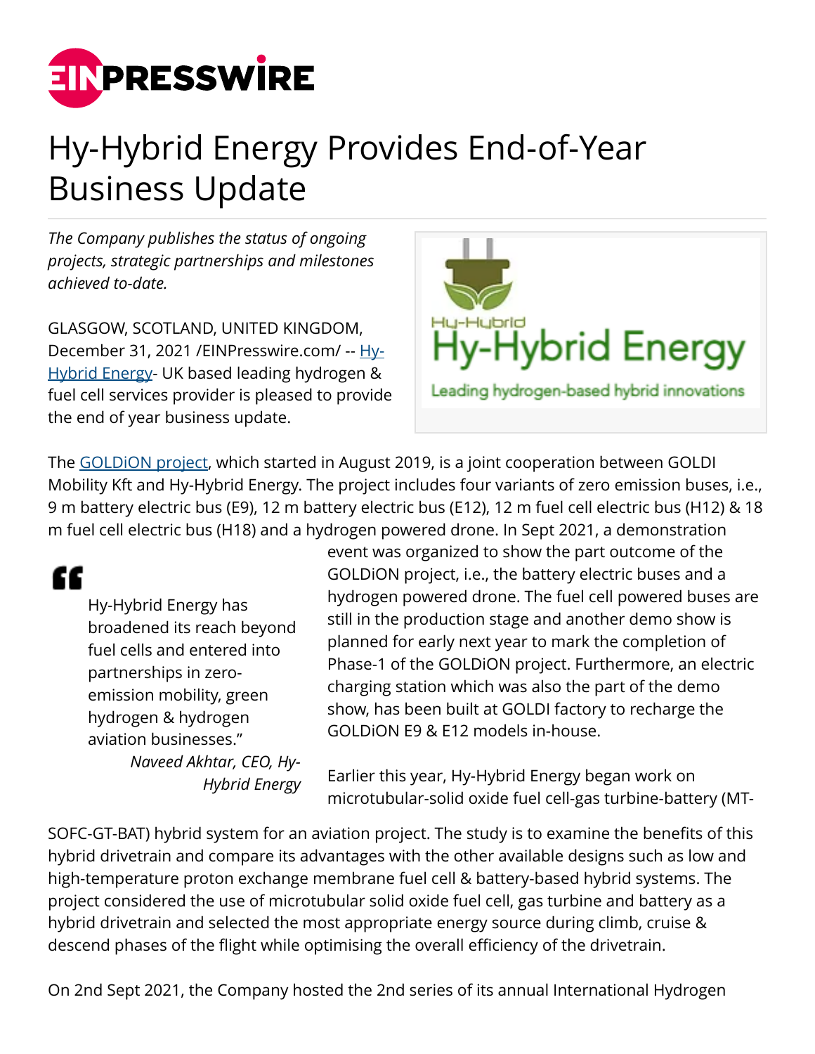# Hy-Hybrid Energy Provides End-of-Year Business Update

*The Company publishes the status of ongoing projects, strategic partnerships and milestones achieved to-date.*

GLASGOW, SCOTLAND, UNITED KINGDOM, December 31, 2021 /EINPresswire.com/ -- Hy-Hybrid Energy- UK based leading hydrogen & fuel cell services provider is pleased to provide the end of year business update.

The GOLDiON project, which started in August 2019, is a joint cooperation between GOLDI Mobility Kft and Hy-Hybrid Energy. The project includes four variants of zero emission buses, i.e., 9 m battery electric bus (E9), 12 m battery electric bus (E12), 12 m fuel cell electric bus (H12) & 18 m fuel cell electric bus (H18) and a hydrogen powered drone. In Sept 2021, a demonstration event was organized to show the part outcome of the GOLDiON project, i.e., the battery electric buses and a hydrogen powered drone. The fuel cell powered buses are still in the production stage and another demo show is planned for early next year to mark the completion of Phase-1 of the GOLDiON project. Furthermore, an electric charging station which was also the part of the demo show, has been built at GOLDI factory to recharge the GOLDiON E9 & E12 models in-house.

> Hy-Hybrid Energy has broadened its reach beyond fuel cells and entered into partnerships in zero-emission mobility, green hydrogen & hydrogen aviation businesses."
>
> *Naveed Akhtar, CEO, Hy-Hybrid Energy*

Earlier this year, Hy-Hybrid Energy began work on microtubular-solid oxide fuel cell-gas turbine-battery (MT-SOFC-GT-BAT) hybrid system for an aviation project. The study is to examine the benefits of this hybrid drivetrain and compare its advantages with the other available designs such as low and high-temperature proton exchange membrane fuel cell & battery-based hybrid systems. The project considered the use of microtubular solid oxide fuel cell, gas turbine and battery as a hybrid drivetrain and selected the most appropriate energy source during climb, cruise & descend phases of the flight while optimising the overall efficiency of the drivetrain.

On 2nd Sept 2021, the Company hosted the 2nd series of its annual International Hydrogen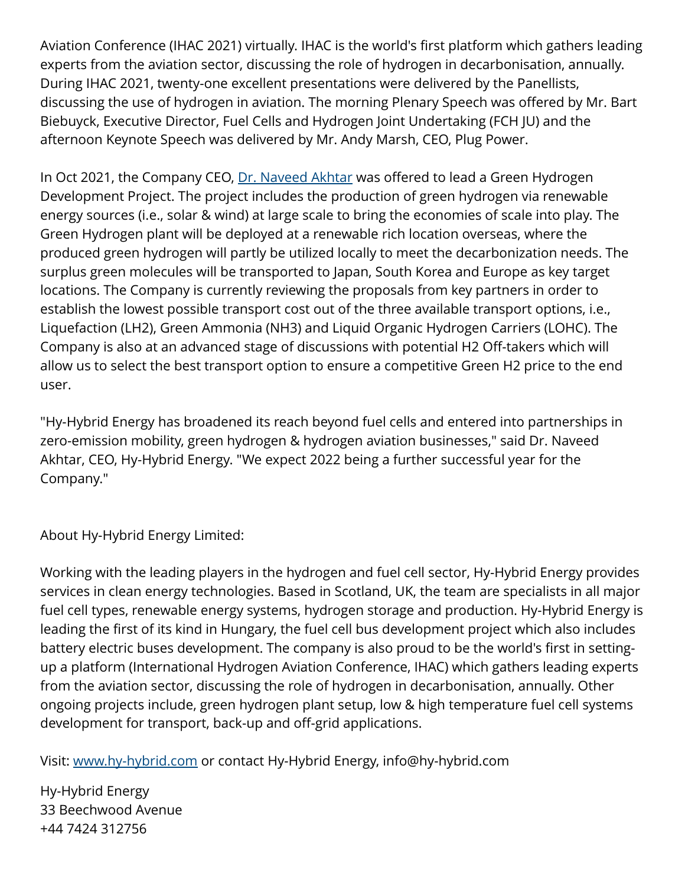Aviation Conference (IHAC 2021) virtually. IHAC is the world's first platform which gathers leading experts from the aviation sector, discussing the role of hydrogen in decarbonisation, annually. During IHAC 2021, twenty-one excellent presentations were delivered by the Panellists, discussing the use of hydrogen in aviation. The morning Plenary Speech was offered by Mr. Bart Biebuyck, Executive Director, Fuel Cells and Hydrogen Joint Undertaking (FCH JU) and the afternoon Keynote Speech was delivered by Mr. Andy Marsh, CEO, Plug Power.

In Oct 2021, the Company CEO, [Dr. Naveed Akhtar](#) was offered to lead a Green Hydrogen Development Project. The project includes the production of green hydrogen via renewable energy sources (i.e., solar & wind) at large scale to bring the economies of scale into play. The Green Hydrogen plant will be deployed at a renewable rich location overseas, where the produced green hydrogen will partly be utilized locally to meet the decarbonization needs. The surplus green molecules will be transported to Japan, South Korea and Europe as key target locations. The Company is currently reviewing the proposals from key partners in order to establish the lowest possible transport cost out of the three available transport options, i.e., Liquefaction (LH2), Green Ammonia (NH3) and Liquid Organic Hydrogen Carriers (LOHC). The Company is also at an advanced stage of discussions with potential H2 Off-takers which will allow us to select the best transport option to ensure a competitive Green H2 price to the end user.

"Hy-Hybrid Energy has broadened its reach beyond fuel cells and entered into partnerships in zero-emission mobility, green hydrogen & hydrogen aviation businesses," said Dr. Naveed Akhtar, CEO, Hy-Hybrid Energy. "We expect 2022 being a further successful year for the Company."

About Hy-Hybrid Energy Limited:

Working with the leading players in the hydrogen and fuel cell sector, Hy-Hybrid Energy provides services in clean energy technologies. Based in Scotland, UK, the team are specialists in all major fuel cell types, renewable energy systems, hydrogen storage and production. Hy-Hybrid Energy is leading the first of its kind in Hungary, the fuel cell bus development project which also includes battery electric buses development. The company is also proud to be the world's first in setting-up a platform (International Hydrogen Aviation Conference, IHAC) which gathers leading experts from the aviation sector, discussing the role of hydrogen in decarbonisation, annually. Other ongoing projects include, green hydrogen plant setup, low & high temperature fuel cell systems development for transport, back-up and off-grid applications.

Visit: [www.hy-hybrid.com](http://www.hy-hybrid.com) or contact Hy-Hybrid Energy, info@hy-hybrid.com

Hy-Hybrid Energy
33 Beechwood Avenue
+44 7424 312756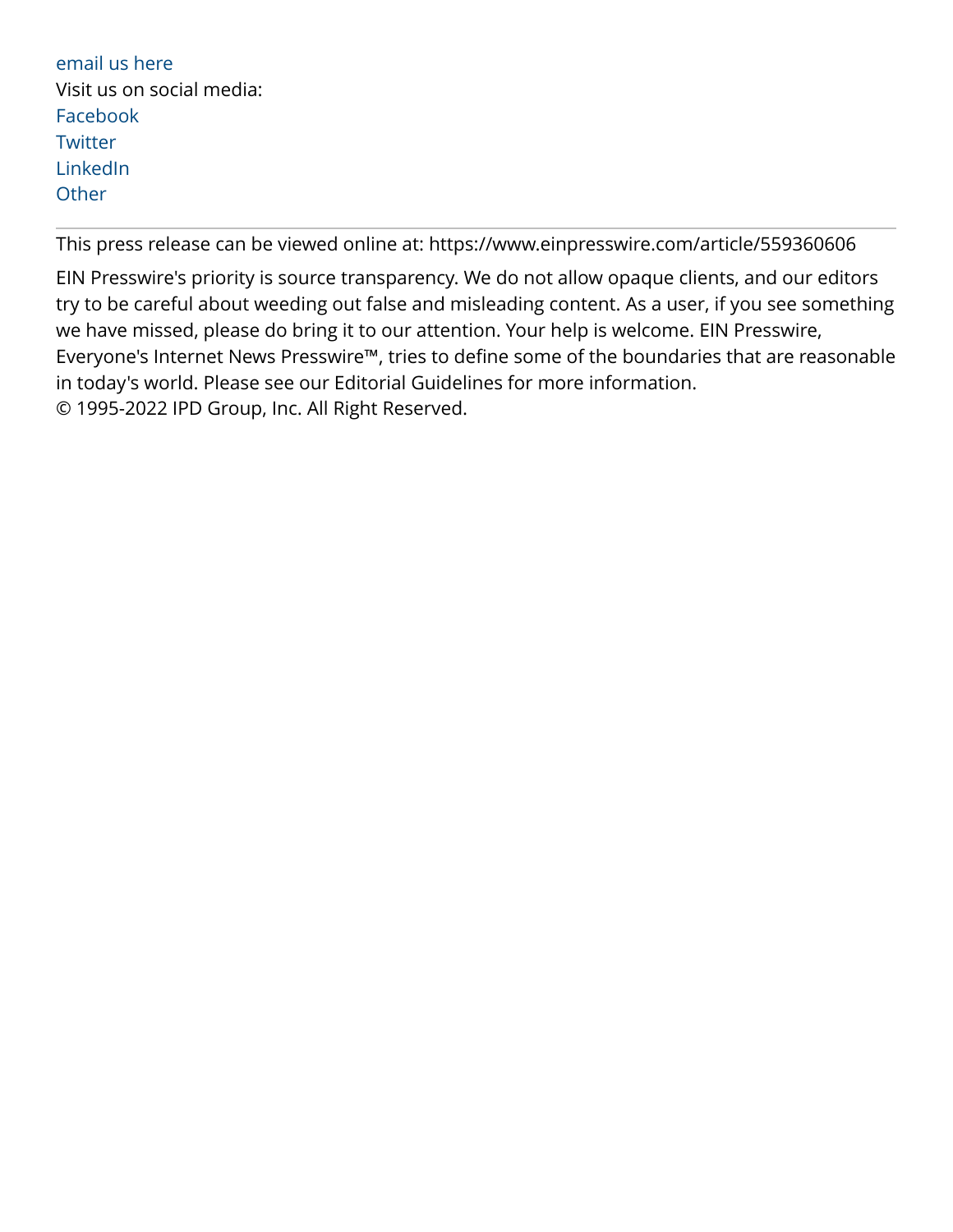email us here
Visit us on social media:
Facebook
Twitter
LinkedIn
Other

---

This press release can be viewed online at: https://www.einpresswire.com/article/559360606

EIN Presswire's priority is source transparency. We do not allow opaque clients, and our editors try to be careful about weeding out false and misleading content. As a user, if you see something we have missed, please do bring it to our attention. Your help is welcome. EIN Presswire, Everyone's Internet News Presswire™, tries to define some of the boundaries that are reasonable in today's world. Please see our Editorial Guidelines for more information.
© 1995-2022 IPD Group, Inc. All Right Reserved.